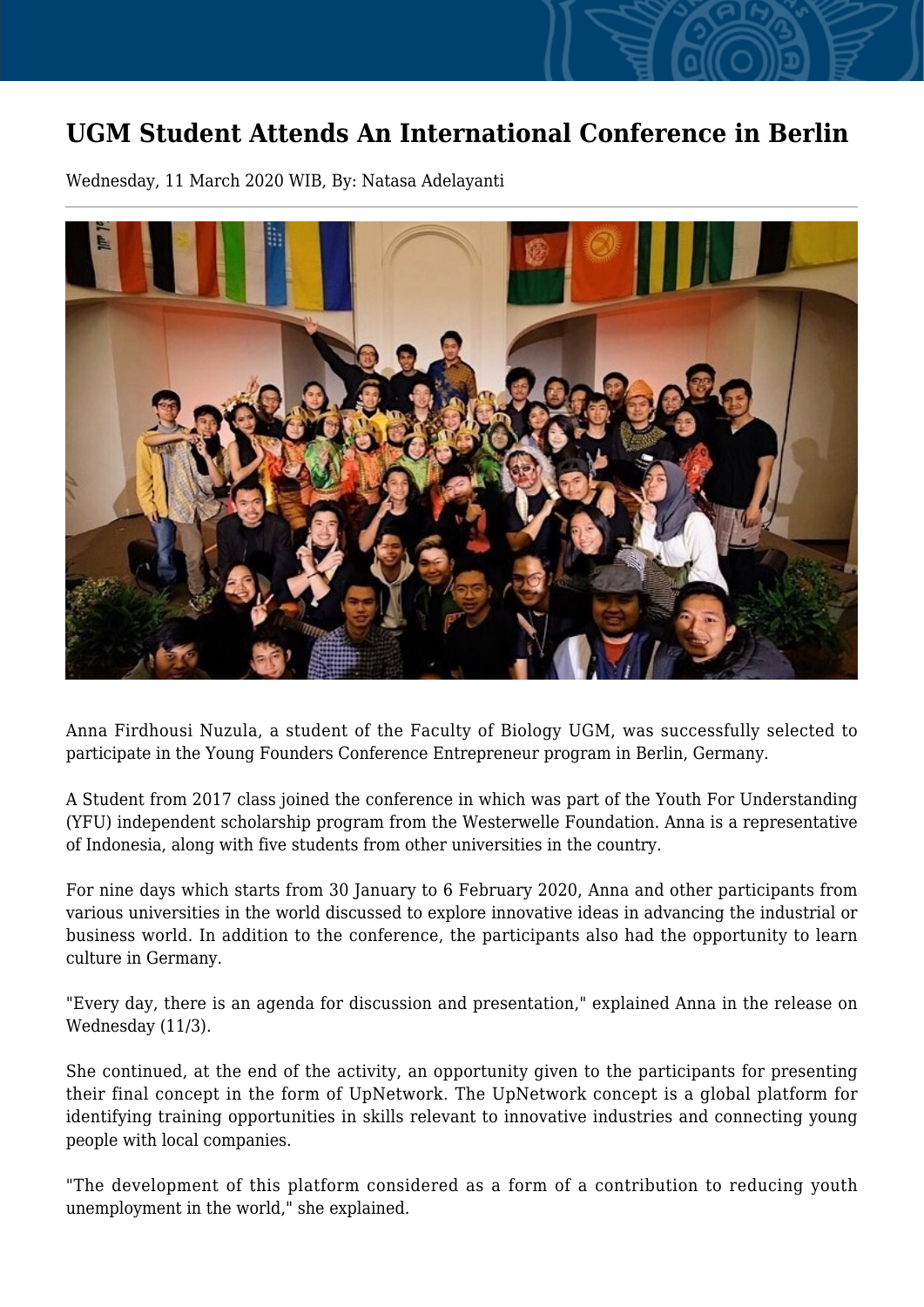# UGM Student Attends An International Conference in Berlin

Wednesday, 11 March 2020 WIB, By: Natasa Adelayanti

Anna Firdhousi Nuzula, a student of the Faculty of Biology UGM, was successfully selected to participate in the Young Founders Conference Entrepreneur program in Berlin, Germany.

A Student from 2017 class joined the conference in which was part of the Youth For Understanding (YFU) independent scholarship program from the Westerwelle Foundation. Anna is a representative of Indonesia, along with five students from other universities in the country.

For nine days which starts from 30 January to 6 February 2020, Anna and other participants from various universities in the world discussed to explore innovative ideas in advancing the industrial or business world. In addition to the conference, the participants also had the opportunity to learn culture in Germany.

"Every day, there is an agenda for discussion and presentation," explained Anna in the release on Wednesday (11/3).

She continued, at the end of the activity, an opportunity given to the participants for presenting their final concept in the form of UpNetwork. The UpNetwork concept is a global platform for identifying training opportunities in skills relevant to innovative industries and connecting young people with local companies.

"The development of this platform considered as a form of a contribution to reducing youth unemployment in the world," she explained.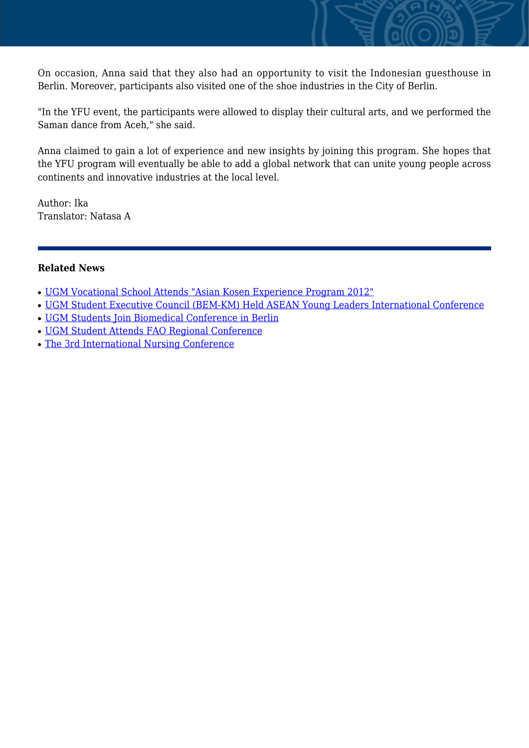On occasion, Anna said that they also had an opportunity to visit the Indonesian guesthouse in Berlin. Moreover, participants also visited one of the shoe industries in the City of Berlin.

"In the YFU event, the participants were allowed to display their cultural arts, and we performed the Saman dance from Aceh," she said.

Anna claimed to gain a lot of experience and new insights by joining this program. She hopes that the YFU program will eventually be able to add a global network that can unite young people across continents and innovative industries at the local level.

Author: Ika
Translator: Natasa A

---

**Related News**

- UGM Vocational School Attends "Asian Kosen Experience Program 2012"
- UGM Student Executive Council (BEM-KM) Held ASEAN Young Leaders International Conference
- UGM Students Join Biomedical Conference in Berlin
- UGM Student Attends FAO Regional Conference
- The 3rd International Nursing Conference